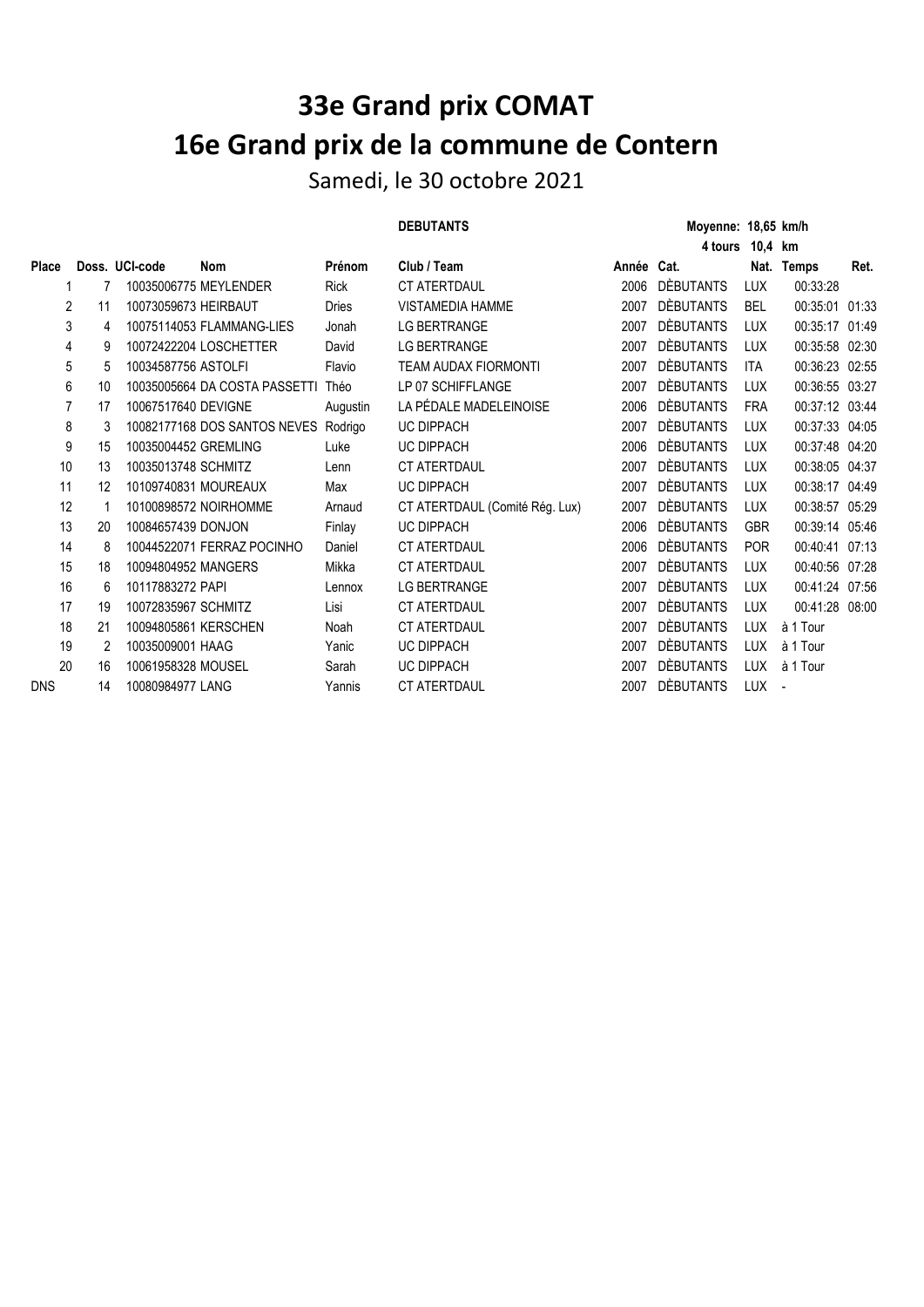# 33e Grand prix COMAT

# 16e Grand prix de la commune de Contern

Samedi, le 30 octobre 2021

**DEBUTANTS** — **Moyenne: 18,65 km/h** — **4 tours 10,4 km**

| Place | Doss. | UCI-code | Nom | Prénom | Club / Team | Année | Cat. | Nat. | Temps | Ret. |
|---|---|---|---|---|---|---|---|---|---|---|
| 1 | 7 | 10035006775 | MEYLENDER | Rick | CT ATERTDAUL | 2006 | DÈBUTANTS | LUX | 00:33:28 | |
| 2 | 11 | 10073059673 | HEIRBAUT | Dries | VISTAMEDIA HAMME | 2007 | DÈBUTANTS | BEL | 00:35:01 | 01:33 |
| 3 | 4 | 10075114053 | FLAMMANG-LIES | Jonah | LG BERTRANGE | 2007 | DÈBUTANTS | LUX | 00:35:17 | 01:49 |
| 4 | 9 | 10072422204 | LOSCHETTER | David | LG BERTRANGE | 2007 | DÈBUTANTS | LUX | 00:35:58 | 02:30 |
| 5 | 5 | 10034587756 | ASTOLFI | Flavio | TEAM AUDAX FIORMONTI | 2007 | DÈBUTANTS | ITA | 00:36:23 | 02:55 |
| 6 | 10 | 10035005664 | DA COSTA PASSETTI | Théo | LP 07 SCHIFFLANGE | 2007 | DÈBUTANTS | LUX | 00:36:55 | 03:27 |
| 7 | 17 | 10067517640 | DEVIGNE | Augustin | LA PÉDALE MADELEINOISE | 2006 | DÈBUTANTS | FRA | 00:37:12 | 03:44 |
| 8 | 3 | 10082177168 | DOS SANTOS NEVES | Rodrigo | UC DIPPACH | 2007 | DÈBUTANTS | LUX | 00:37:33 | 04:05 |
| 9 | 15 | 10035004452 | GREMLING | Luke | UC DIPPACH | 2006 | DÈBUTANTS | LUX | 00:37:48 | 04:20 |
| 10 | 13 | 10035013748 | SCHMITZ | Lenn | CT ATERTDAUL | 2007 | DÈBUTANTS | LUX | 00:38:05 | 04:37 |
| 11 | 12 | 10109740831 | MOUREAUX | Max | UC DIPPACH | 2007 | DÈBUTANTS | LUX | 00:38:17 | 04:49 |
| 12 | 1 | 10100898572 | NOIRHOMME | Arnaud | CT ATERTDAUL (Comité Rég. Lux) | 2007 | DÈBUTANTS | LUX | 00:38:57 | 05:29 |
| 13 | 20 | 10084657439 | DONJON | Finlay | UC DIPPACH | 2006 | DÈBUTANTS | GBR | 00:39:14 | 05:46 |
| 14 | 8 | 10044522071 | FERRAZ POCINHO | Daniel | CT ATERTDAUL | 2006 | DÈBUTANTS | POR | 00:40:41 | 07:13 |
| 15 | 18 | 10094804952 | MANGERS | Mikka | CT ATERTDAUL | 2007 | DÈBUTANTS | LUX | 00:40:56 | 07:28 |
| 16 | 6 | 10117883272 | PAPI | Lennox | LG BERTRANGE | 2007 | DÈBUTANTS | LUX | 00:41:24 | 07:56 |
| 17 | 19 | 10072835967 | SCHMITZ | Lisi | CT ATERTDAUL | 2007 | DÈBUTANTS | LUX | 00:41:28 | 08:00 |
| 18 | 21 | 10094805861 | KERSCHEN | Noah | CT ATERTDAUL | 2007 | DÈBUTANTS | LUX | à 1 Tour | |
| 19 | 2 | 10035009001 | HAAG | Yanic | UC DIPPACH | 2007 | DÈBUTANTS | LUX | à 1 Tour | |
| 20 | 16 | 10061958328 | MOUSEL | Sarah | UC DIPPACH | 2007 | DÈBUTANTS | LUX | à 1 Tour | |
| DNS | 14 | 10080984977 | LANG | Yannis | CT ATERTDAUL | 2007 | DÈBUTANTS | LUX | - | |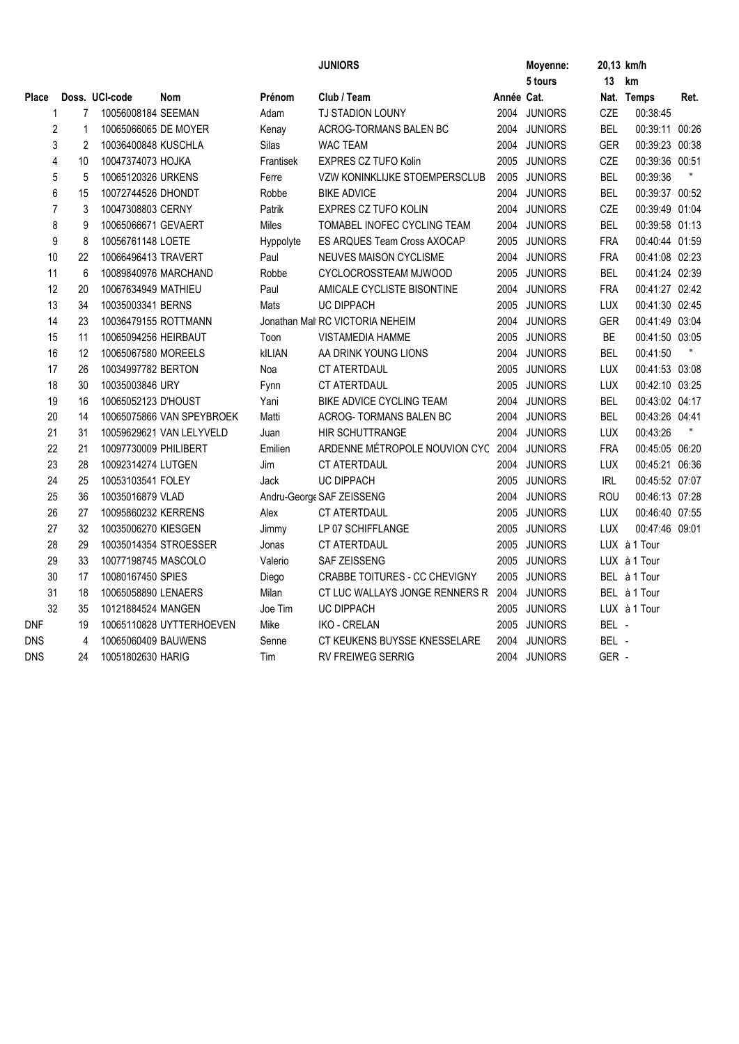| | | | | | JUNIORS | | Moyenne: | 20,13 km/h | | |
|---|---|---|---|---|---|---|---|---|---|---|
| | | | | | | | 5 tours | 13 | km | |
| Place | Doss. | UCI-code | Nom | Prénom | Club / Team | Année | Cat. | Nat. | Temps | Ret. |
| 1 | 7 | 10056008184 | SEEMAN | Adam | TJ STADION LOUNY | 2004 | JUNIORS | CZE | 00:38:45 | |
| 2 | 1 | 10065066065 | DE MOYER | Kenay | ACROG-TORMANS BALEN BC | 2004 | JUNIORS | BEL | 00:39:11 | 00:26 |
| 3 | 2 | 10036400848 | KUSCHLA | Silas | WAC TEAM | 2004 | JUNIORS | GER | 00:39:23 | 00:38 |
| 4 | 10 | 10047374073 | HOJKA | Frantisek | EXPRES CZ TUFO Kolin | 2005 | JUNIORS | CZE | 00:39:36 | 00:51 |
| 5 | 5 | 10065120326 | URKENS | Ferre | VZW KONINKLIJKE STOEMPERSCLUB | 2005 | JUNIORS | BEL | 00:39:36 | " |
| 6 | 15 | 10072744526 | DHONDT | Robbe | BIKE ADVICE | 2004 | JUNIORS | BEL | 00:39:37 | 00:52 |
| 7 | 3 | 10047308803 | CERNY | Patrik | EXPRES CZ TUFO KOLIN | 2004 | JUNIORS | CZE | 00:39:49 | 01:04 |
| 8 | 9 | 10065066671 | GEVAERT | Miles | TOMABEL INOFEC CYCLING TEAM | 2004 | JUNIORS | BEL | 00:39:58 | 01:13 |
| 9 | 8 | 10056761148 | LOETE | Hyppolyte | ES ARQUES Team Cross AXOCAP | 2005 | JUNIORS | FRA | 00:40:44 | 01:59 |
| 10 | 22 | 10066496413 | TRAVERT | Paul | NEUVES MAISON CYCLISME | 2004 | JUNIORS | FRA | 00:41:08 | 02:23 |
| 11 | 6 | 10089840976 | MARCHAND | Robbe | CYCLOCROSSTEAM MJWOOD | 2005 | JUNIORS | BEL | 00:41:24 | 02:39 |
| 12 | 20 | 10067634949 | MATHIEU | Paul | AMICALE CYCLISTE BISONTINE | 2004 | JUNIORS | FRA | 00:41:27 | 02:42 |
| 13 | 34 | 10035003341 | BERNS | Mats | UC DIPPACH | 2005 | JUNIORS | LUX | 00:41:30 | 02:45 |
| 14 | 23 | 10036479155 | ROTTMANN | Jonathan Mal | RC VICTORIA NEHEIM | 2004 | JUNIORS | GER | 00:41:49 | 03:04 |
| 15 | 11 | 10065094256 | HEIRBAUT | Toon | VISTAMEDIA HAMME | 2005 | JUNIORS | BE | 00:41:50 | 03:05 |
| 16 | 12 | 10065067580 | MOREELS | kILIAN | AA DRINK YOUNG LIONS | 2004 | JUNIORS | BEL | 00:41:50 | " |
| 17 | 26 | 10034997782 | BERTON | Noa | CT ATERTDAUL | 2005 | JUNIORS | LUX | 00:41:53 | 03:08 |
| 18 | 30 | 10035003846 | URY | Fynn | CT ATERTDAUL | 2005 | JUNIORS | LUX | 00:42:10 | 03:25 |
| 19 | 16 | 10065052123 | D'HOUST | Yani | BIKE ADVICE CYCLING TEAM | 2004 | JUNIORS | BEL | 00:43:02 | 04:17 |
| 20 | 14 | 10065075866 | VAN SPEYBROEK | Matti | ACROG- TORMANS BALEN BC | 2004 | JUNIORS | BEL | 00:43:26 | 04:41 |
| 21 | 31 | 10059629621 | VAN LELYVELD | Juan | HIR SCHUTTRANGE | 2004 | JUNIORS | LUX | 00:43:26 | " |
| 22 | 21 | 10097730009 | PHILIBERT | Emilien | ARDENNE MÉTROPOLE NOUVION CYC | 2004 | JUNIORS | FRA | 00:45:05 | 06:20 |
| 23 | 28 | 10092314274 | LUTGEN | Jim | CT ATERTDAUL | 2004 | JUNIORS | LUX | 00:45:21 | 06:36 |
| 24 | 25 | 10053103541 | FOLEY | Jack | UC DIPPACH | 2005 | JUNIORS | IRL | 00:45:52 | 07:07 |
| 25 | 36 | 10035016879 | VLAD | Andru-George | SAF ZEISSENG | 2004 | JUNIORS | ROU | 00:46:13 | 07:28 |
| 26 | 27 | 10095860232 | KERRENS | Alex | CT ATERTDAUL | 2005 | JUNIORS | LUX | 00:46:40 | 07:55 |
| 27 | 32 | 10035006270 | KIESGEN | Jimmy | LP 07 SCHIFFLANGE | 2005 | JUNIORS | LUX | 00:47:46 | 09:01 |
| 28 | 29 | 10035014354 | STROESSER | Jonas | CT ATERTDAUL | 2005 | JUNIORS | LUX | à 1 Tour | |
| 29 | 33 | 10077198745 | MASCOLO | Valerio | SAF ZEISSENG | 2005 | JUNIORS | LUX | à 1 Tour | |
| 30 | 17 | 10080167450 | SPIES | Diego | CRABBE TOITURES - CC CHEVIGNY | 2005 | JUNIORS | BEL | à 1 Tour | |
| 31 | 18 | 10065058890 | LENAERS | Milan | CT LUC WALLAYS JONGE RENNERS R | 2004 | JUNIORS | BEL | à 1 Tour | |
| 32 | 35 | 10121884524 | MANGEN | Joe Tim | UC DIPPACH | 2005 | JUNIORS | LUX | à 1 Tour | |
| DNF | 19 | 10065110828 | UYTTERHOEVEN | Mike | IKO - CRELAN | 2005 | JUNIORS | BEL | - | |
| DNS | 4 | 10065060409 | BAUWENS | Senne | CT KEUKENS BUYSSE KNESSELARE | 2004 | JUNIORS | BEL | - | |
| DNS | 24 | 10051802630 | HARIG | Tim | RV FREIWEG SERRIG | 2004 | JUNIORS | GER | - | |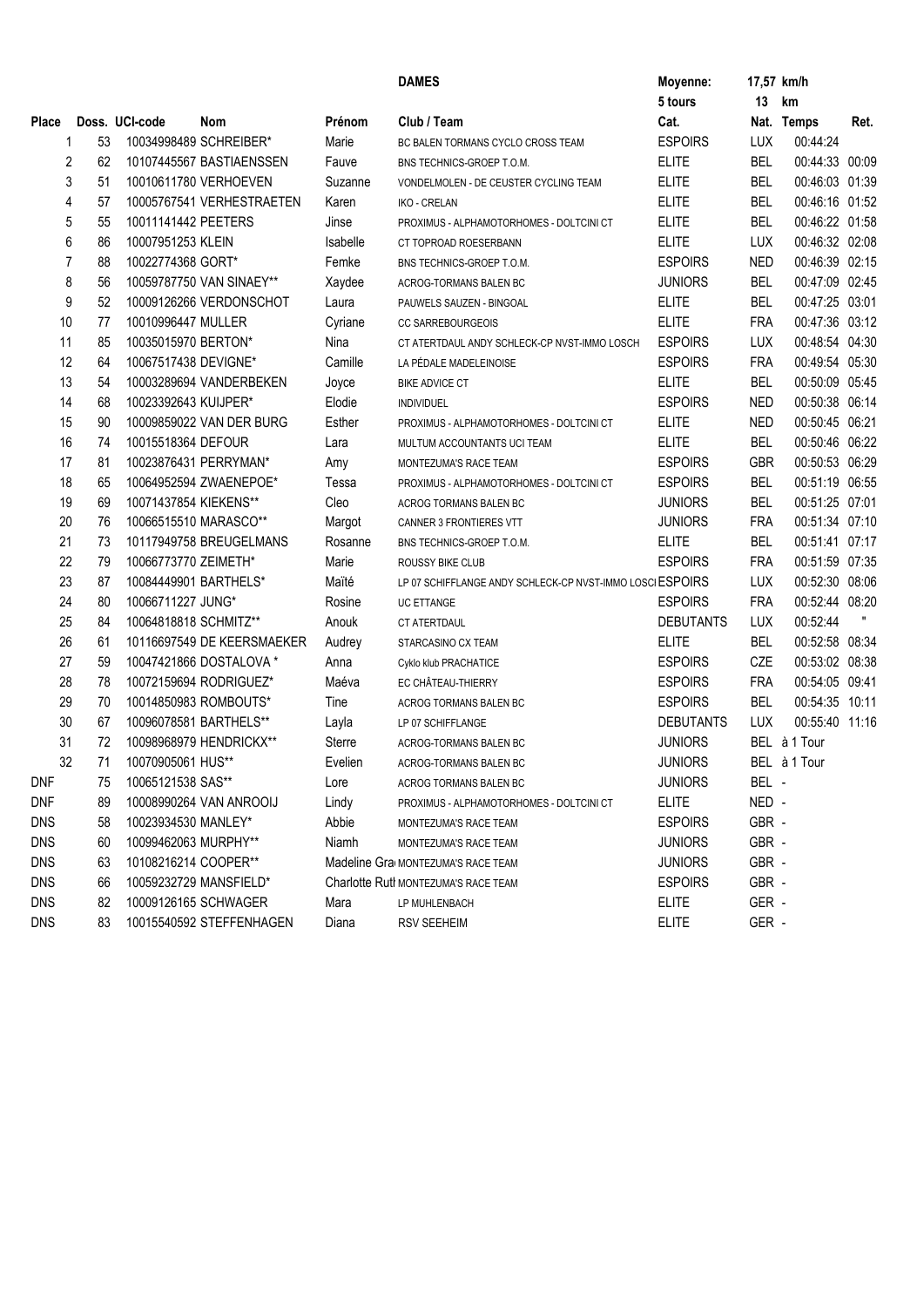**DAMES**

Moyenne: 17,57 km/h

5 tours 13 km

| Place | Doss. | UCI-code | Nom | Prénom | Club / Team | Cat. | Nat. | Temps | Ret. |
|---|---|---|---|---|---|---|---|---|---|
| 1 | 53 | 10034998489 | SCHREIBER* | Marie | BC BALEN TORMANS CYCLO CROSS TEAM | ESPOIRS | LUX | 00:44:24 | |
| 2 | 62 | 10107445567 | BASTIAENSSEN | Fauve | BNS TECHNICS-GROEP T.O.M. | ELITE | BEL | 00:44:33 | 00:09 |
| 3 | 51 | 10010611780 | VERHOEVEN | Suzanne | VONDELMOLEN - DE CEUSTER CYCLING TEAM | ELITE | BEL | 00:46:03 | 01:39 |
| 4 | 57 | 10005767541 | VERHESTRAETEN | Karen | IKO - CRELAN | ELITE | BEL | 00:46:16 | 01:52 |
| 5 | 55 | 10011141442 | PEETERS | Jinse | PROXIMUS - ALPHAMOTORHOMES - DOLTCINI CT | ELITE | BEL | 00:46:22 | 01:58 |
| 6 | 86 | 10007951253 | KLEIN | Isabelle | CT TOPROAD ROESERBANN | ELITE | LUX | 00:46:32 | 02:08 |
| 7 | 88 | 10022774368 | GORT* | Femke | BNS TECHNICS-GROEP T.O.M. | ESPOIRS | NED | 00:46:39 | 02:15 |
| 8 | 56 | 10059787750 | VAN SINAEY** | Xaydee | ACROG-TORMANS BALEN BC | JUNIORS | BEL | 00:47:09 | 02:45 |
| 9 | 52 | 10009126266 | VERDONSCHOT | Laura | PAUWELS SAUZEN - BINGOAL | ELITE | BEL | 00:47:25 | 03:01 |
| 10 | 77 | 10010996447 | MULLER | Cyriane | CC SARREBOURGEOIS | ELITE | FRA | 00:47:36 | 03:12 |
| 11 | 85 | 10035015970 | BERTON* | Nina | CT ATERTDAUL ANDY SCHLECK-CP NVST-IMMO LOSCH | ESPOIRS | LUX | 00:48:54 | 04:30 |
| 12 | 64 | 10067517438 | DEVIGNE* | Camille | LA PÉDALE MADELEINOISE | ESPOIRS | FRA | 00:49:54 | 05:30 |
| 13 | 54 | 10003289694 | VANDERBEKEN | Joyce | BIKE ADVICE CT | ELITE | BEL | 00:50:09 | 05:45 |
| 14 | 68 | 10023392643 | KUIJPER* | Elodie | INDIVIDUEL | ESPOIRS | NED | 00:50:38 | 06:14 |
| 15 | 90 | 10009859022 | VAN DER BURG | Esther | PROXIMUS - ALPHAMOTORHOMES - DOLTCINI CT | ELITE | NED | 00:50:45 | 06:21 |
| 16 | 74 | 10015518364 | DEFOUR | Lara | MULTUM ACCOUNTANTS UCI TEAM | ELITE | BEL | 00:50:46 | 06:22 |
| 17 | 81 | 10023876431 | PERRYMAN* | Amy | MONTEZUMA'S RACE TEAM | ESPOIRS | GBR | 00:50:53 | 06:29 |
| 18 | 65 | 10064952594 | ZWAENEPOE* | Tessa | PROXIMUS - ALPHAMOTORHOMES - DOLTCINI CT | ESPOIRS | BEL | 00:51:19 | 06:55 |
| 19 | 69 | 10071437854 | KIEKENS** | Cleo | ACROG TORMANS BALEN BC | JUNIORS | BEL | 00:51:25 | 07:01 |
| 20 | 76 | 10066515510 | MARASCO** | Margot | CANNER 3 FRONTIERES VTT | JUNIORS | FRA | 00:51:34 | 07:10 |
| 21 | 73 | 10117949758 | BREUGELMANS | Rosanne | BNS TECHNICS-GROEP T.O.M. | ELITE | BEL | 00:51:41 | 07:17 |
| 22 | 79 | 10066773770 | ZEIMETH* | Marie | ROUSSY BIKE CLUB | ESPOIRS | FRA | 00:51:59 | 07:35 |
| 23 | 87 | 10084449901 | BARTHELS* | Maïté | LP 07 SCHIFFLANGE ANDY SCHLECK-CP NVST-IMMO LOSCI | ESPOIRS | LUX | 00:52:30 | 08:06 |
| 24 | 80 | 10066711227 | JUNG* | Rosine | UC ETTANGE | ESPOIRS | FRA | 00:52:44 | 08:20 |
| 25 | 84 | 10064818818 | SCHMITZ** | Anouk | CT ATERTDAUL | DEBUTANTS | LUX | 00:52:44 | " |
| 26 | 61 | 10116697549 | DE KEERSMAEKER | Audrey | STARCASINO CX TEAM | ELITE | BEL | 00:52:58 | 08:34 |
| 27 | 59 | 10047421866 | DOSTALOVA * | Anna | Cyklo klub PRACHATICE | ESPOIRS | CZE | 00:53:02 | 08:38 |
| 28 | 78 | 10072159694 | RODRIGUEZ* | Maéva | EC CHÂTEAU-THIERRY | ESPOIRS | FRA | 00:54:05 | 09:41 |
| 29 | 70 | 10014850983 | ROMBOUTS* | Tine | ACROG TORMANS BALEN BC | ESPOIRS | BEL | 00:54:35 | 10:11 |
| 30 | 67 | 10096078581 | BARTHELS** | Layla | LP 07 SCHIFFLANGE | DEBUTANTS | LUX | 00:55:40 | 11:16 |
| 31 | 72 | 10098968979 | HENDRICKX** | Sterre | ACROG-TORMANS BALEN BC | JUNIORS | BEL | à 1 Tour | |
| 32 | 71 | 10070905061 | HUS** | Evelien | ACROG-TORMANS BALEN BC | JUNIORS | BEL | à 1 Tour | |
| DNF | 75 | 10065121538 | SAS** | Lore | ACROG TORMANS BALEN BC | JUNIORS | BEL | - | |
| DNF | 89 | 10008990264 | VAN ANROOIJ | Lindy | PROXIMUS - ALPHAMOTORHOMES - DOLTCINI CT | ELITE | NED | - | |
| DNS | 58 | 10023934530 | MANLEY* | Abbie | MONTEZUMA'S RACE TEAM | ESPOIRS | GBR | - | |
| DNS | 60 | 10099462063 | MURPHY** | Niamh | MONTEZUMA'S RACE TEAM | JUNIORS | GBR | - | |
| DNS | 63 | 10108216214 | COOPER** | Madeline Gra | MONTEZUMA'S RACE TEAM | JUNIORS | GBR | - | |
| DNS | 66 | 10059232729 | MANSFIELD* | Charlotte Rutl | MONTEZUMA'S RACE TEAM | ESPOIRS | GBR | - | |
| DNS | 82 | 10009126165 | SCHWAGER | Mara | LP MUHLENBACH | ELITE | GER | - | |
| DNS | 83 | 10015540592 | STEFFENHAGEN | Diana | RSV SEEHEIM | ELITE | GER | - | |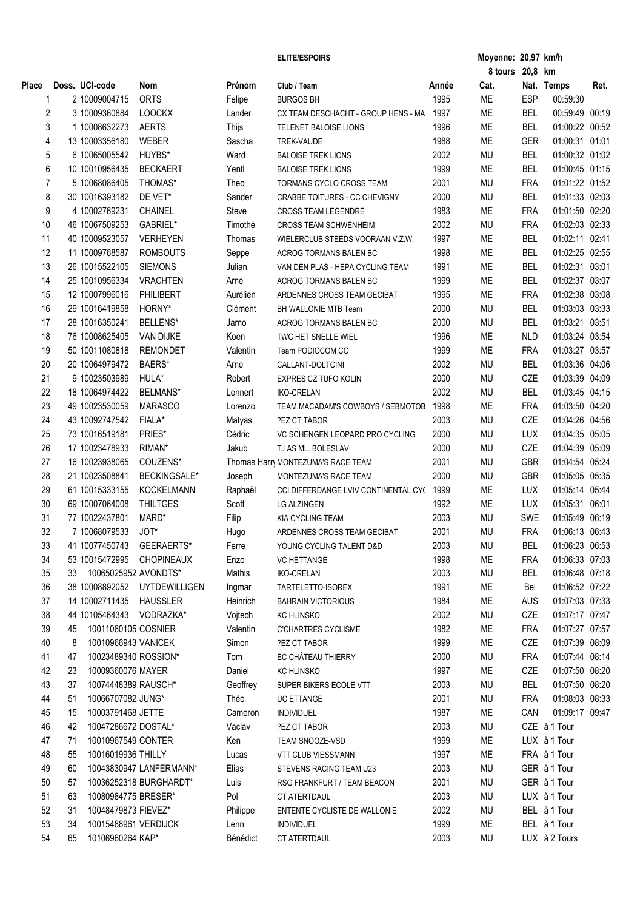**ELITE/ESPOIRS**

Moyenne: 20,97 km/h

8 tours 20,8 km

| Place | Doss. | UCI-code | Nom | Prénom | Club / Team | Année | Cat. | Nat. | Temps | Ret. |
|---|---|---|---|---|---|---|---|---|---|---|
| 1 | 2 | 10009004715 | ORTS | Felipe | BURGOS BH | 1995 | ME | ESP | 00:59:30 | |
| 2 | 3 | 10009360884 | LOOCKX | Lander | CX TEAM DESCHACHT - GROUP HENS - MA | 1997 | ME | BEL | 00:59:49 | 00:19 |
| 3 | 1 | 10008632273 | AERTS | Thijs | TELENET BALOISE LIONS | 1996 | ME | BEL | 01:00:22 | 00:52 |
| 4 | 13 | 10003356180 | WEBER | Sascha | TREK-VAUDE | 1988 | ME | GER | 01:00:31 | 01:01 |
| 5 | 6 | 10065005542 | HUYBS* | Ward | BALOISE TREK LIONS | 2002 | MU | BEL | 01:00:32 | 01:02 |
| 6 | 10 | 10010956435 | BECKAERT | Yentl | BALOISE TREK LIONS | 1999 | ME | BEL | 01:00:45 | 01:15 |
| 7 | 5 | 10068086405 | THOMAS* | Theo | TORMANS CYCLO CROSS TEAM | 2001 | MU | FRA | 01:01:22 | 01:52 |
| 8 | 30 | 10016393182 | DE VET* | Sander | CRABBE TOITURES - CC CHEVIGNY | 2000 | MU | BEL | 01:01:33 | 02:03 |
| 9 | 4 | 10002769231 | CHAINEL | Steve | CROSS TEAM LEGENDRE | 1983 | ME | FRA | 01:01:50 | 02:20 |
| 10 | 46 | 10067509253 | GABRIEL* | Timothé | CROSS TEAM SCHWENHEIM | 2002 | MU | FRA | 01:02:03 | 02:33 |
| 11 | 40 | 10009523057 | VERHEYEN | Thomas | WIELERCLUB STEEDS VOORAAN V.Z.W. | 1997 | ME | BEL | 01:02:11 | 02:41 |
| 12 | 11 | 10009768587 | ROMBOUTS | Seppe | ACROG TORMANS BALEN BC | 1998 | ME | BEL | 01:02:25 | 02:55 |
| 13 | 26 | 10015522105 | SIEMONS | Julian | VAN DEN PLAS - HEPA CYCLING TEAM | 1991 | ME | BEL | 01:02:31 | 03:01 |
| 14 | 25 | 10010956334 | VRACHTEN | Arne | ACROG TORMANS BALEN BC | 1999 | ME | BEL | 01:02:37 | 03:07 |
| 15 | 12 | 10007996016 | PHILIBERT | Aurélien | ARDENNES CROSS TEAM GECIBAT | 1995 | ME | FRA | 01:02:38 | 03:08 |
| 16 | 29 | 10016419858 | HORNY* | Clément | BH WALLONIE MTB Team | 2000 | MU | BEL | 01:03:03 | 03:33 |
| 17 | 28 | 10016350241 | BELLENS* | Jarno | ACROG TORMANS BALEN BC | 2000 | MU | BEL | 01:03:21 | 03:51 |
| 18 | 76 | 10008625405 | VAN DIJKE | Koen | TWC HET SNELLE WIEL | 1996 | ME | NLD | 01:03:24 | 03:54 |
| 19 | 50 | 10011080818 | REMONDET | Valentin | Team PODIOCOM CC | 1999 | ME | FRA | 01:03:27 | 03:57 |
| 20 | 20 | 10064979472 | BAERS* | Arne | CALLANT-DOLTCINI | 2002 | MU | BEL | 01:03:36 | 04:06 |
| 21 | 9 | 10023503989 | HULA* | Robert | EXPRES CZ TUFO KOLIN | 2000 | MU | CZE | 01:03:39 | 04:09 |
| 22 | 18 | 10064974422 | BELMANS* | Lennert | IKO-CRELAN | 2002 | MU | BEL | 01:03:45 | 04:15 |
| 23 | 49 | 10023530059 | MARASCO | Lorenzo | TEAM MACADAM'S COWBOYS / SEBMOTOB | 1998 | ME | FRA | 01:03:50 | 04:20 |
| 24 | 43 | 10092747542 | FIALA* | Matyas | ?EZ CT TÁBOR | 2003 | MU | CZE | 01:04:26 | 04:56 |
| 25 | 73 | 10016519181 | PRIES* | Cédric | VC SCHENGEN LEOPARD PRO CYCLING | 2000 | MU | LUX | 01:04:35 | 05:05 |
| 26 | 17 | 10023478933 | RIMAN* | Jakub | TJ AS ML. BOLESLAV | 2000 | MU | CZE | 01:04:39 | 05:09 |
| 27 | 16 | 10023938065 | COUZENS* | Thomas Harry | MONTEZUMA'S RACE TEAM | 2001 | MU | GBR | 01:04:54 | 05:24 |
| 28 | 21 | 10023508841 | BECKINGSALE* | Joseph | MONTEZUMA'S RACE TEAM | 2000 | MU | GBR | 01:05:05 | 05:35 |
| 29 | 61 | 10015333155 | KOCKELMANN | Raphaël | CCI DIFFERDANGE LVIV CONTINENTAL CY( | 1999 | ME | LUX | 01:05:14 | 05:44 |
| 30 | 69 | 10007064008 | THILTGES | Scott | LG ALZINGEN | 1992 | ME | LUX | 01:05:31 | 06:01 |
| 31 | 77 | 10022437801 | MARD* | Filip | KIA CYCLING TEAM | 2003 | MU | SWE | 01:05:49 | 06:19 |
| 32 | 7 | 10068079533 | JOT* | Hugo | ARDENNES CROSS TEAM GECIBAT | 2001 | MU | FRA | 01:06:13 | 06:43 |
| 33 | 41 | 10077450743 | GEERAERTS* | Ferre | YOUNG CYCLING TALENT D&D | 2003 | MU | BEL | 01:06:23 | 06:53 |
| 34 | 53 | 10015472995 | CHOPINEAUX | Enzo | VC HETTANGE | 1998 | ME | FRA | 01:06:33 | 07:03 |
| 35 | 33 | 10065025952 | AVONDTS* | Mathis | IKO-CRELAN | 2003 | MU | BEL | 01:06:48 | 07:18 |
| 36 | 38 | 10008892052 | UYTDEWILLIGEN | Ingmar | TARTELETTO-ISOREX | 1991 | ME | Bel | 01:06:52 | 07:22 |
| 37 | 14 | 10002711435 | HAUSSLER | Heinrich | BAHRAIN VICTORIOUS | 1984 | ME | AUS | 01:07:03 | 07:33 |
| 38 | 44 | 10105464343 | VODRAZKA* | Vojtech | KC HLINSKO | 2002 | MU | CZE | 01:07:17 | 07:47 |
| 39 | 45 | 10011060105 | COSNIER | Valentin | C'CHARTRES CYCLISME | 1982 | ME | FRA | 01:07:27 | 07:57 |
| 40 | 8 | 10010966943 | VANICEK | Simon | ?EZ CT TÁBOR | 1999 | ME | CZE | 01:07:39 | 08:09 |
| 41 | 47 | 10023489340 | ROSSION* | Tom | EC CHÂTEAU THIERRY | 2000 | MU | FRA | 01:07:44 | 08:14 |
| 42 | 23 | 10009360076 | MAYER | Daniel | KC HLINSKO | 1997 | ME | CZE | 01:07:50 | 08:20 |
| 43 | 37 | 10074448389 | RAUSCH* | Geoffrey | SUPER BIKERS ECOLE VTT | 2003 | MU | BEL | 01:07:50 | 08:20 |
| 44 | 51 | 10066707082 | JUNG* | Théo | UC ETTANGE | 2001 | MU | FRA | 01:08:03 | 08:33 |
| 45 | 15 | 10003791468 | JETTE | Cameron | INDIVIDUEL | 1987 | ME | CAN | 01:09:17 | 09:47 |
| 46 | 42 | 10047286672 | DOSTAL* | Vaclav | ?EZ CT TÁBOR | 2003 | MU | CZE | à 1 Tour | |
| 47 | 71 | 10010967549 | CONTER | Ken | TEAM SNOOZE-VSD | 1999 | ME | LUX | à 1 Tour | |
| 48 | 55 | 10016019936 | THILLY | Lucas | VTT CLUB VIESSMANN | 1997 | ME | FRA | à 1 Tour | |
| 49 | 60 | 10043830947 | LANFERMANN* | Elias | STEVENS RACING TEAM U23 | 2003 | MU | GER | à 1 Tour | |
| 50 | 57 | 10036252318 | BURGHARDT* | Luis | RSG FRANKFURT / TEAM BEACON | 2001 | MU | GER | à 1 Tour | |
| 51 | 63 | 10080984775 | BRESER* | Pol | CT ATERTDAUL | 2003 | MU | LUX | à 1 Tour | |
| 52 | 31 | 10048479873 | FIEVEZ* | Philippe | ENTENTE CYCLISTE DE WALLONIE | 2002 | MU | BEL | à 1 Tour | |
| 53 | 34 | 10015488961 | VERDIJCK | Lenn | INDIVIDUEL | 1999 | ME | BEL | à 1 Tour | |
| 54 | 65 | 10106960264 | KAP* | Bénédict | CT ATERTDAUL | 2003 | MU | LUX | à 2 Tours | |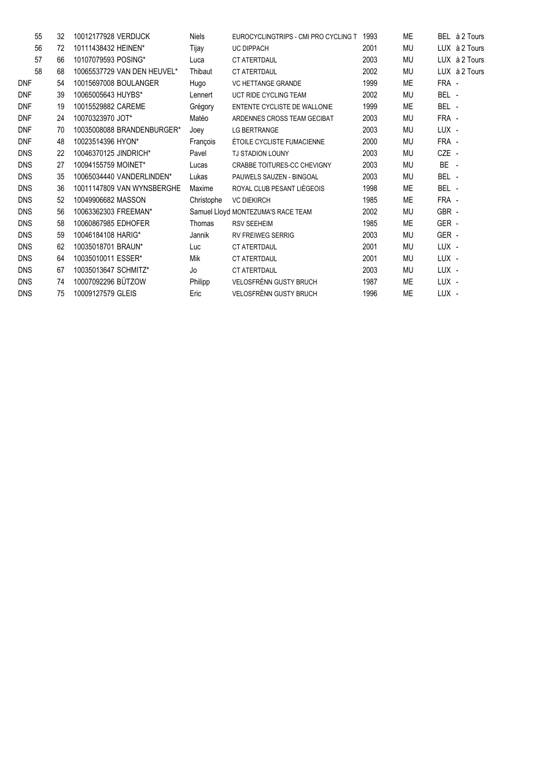| | | | | | | | | |
|---|---|---|---|---|---|---|---|---|
| 55 | 32 | 10012177928 VERDIJCK | Niels | EUROCYCLINGTRIPS - CMI PRO CYCLING T | 1993 | ME | BEL | à 2 Tours |
| 56 | 72 | 10111438432 HEINEN* | Tijay | UC DIPPACH | 2001 | MU | LUX | à 2 Tours |
| 57 | 66 | 10107079593 POSING* | Luca | CT ATERTDAUL | 2003 | MU | LUX | à 2 Tours |
| 58 | 68 | 10065537729 VAN DEN HEUVEL* | Thibaut | CT ATERTDAUL | 2002 | MU | LUX | à 2 Tours |
| DNF | 54 | 10015697008 BOULANGER | Hugo | VC HETTANGE GRANDE | 1999 | ME | FRA | - |
| DNF | 39 | 10065005643 HUYBS* | Lennert | UCT RIDE CYCLING TEAM | 2002 | MU | BEL | - |
| DNF | 19 | 10015529882 CAREME | Grégory | ENTENTE CYCLISTE DE WALLONIE | 1999 | ME | BEL | - |
| DNF | 24 | 10070323970 JOT* | Matéo | ARDENNES CROSS TEAM GECIBAT | 2003 | MU | FRA | - |
| DNF | 70 | 10035008088 BRANDENBURGER* | Joey | LG BERTRANGE | 2003 | MU | LUX | - |
| DNF | 48 | 10023514396 HYON* | François | ÉTOILE CYCLISTE FUMACIENNE | 2000 | MU | FRA | - |
| DNS | 22 | 10046370125 JINDRICH* | Pavel | TJ STADION LOUNY | 2003 | MU | CZE | - |
| DNS | 27 | 10094155759 MOINET* | Lucas | CRABBE TOITURES-CC CHEVIGNY | 2003 | MU | BE | - |
| DNS | 35 | 10065034440 VANDERLINDEN* | Lukas | PAUWELS SAUZEN - BINGOAL | 2003 | MU | BEL | - |
| DNS | 36 | 10011147809 VAN WYNSBERGHE | Maxime | ROYAL CLUB PESANT LIÈGEOIS | 1998 | ME | BEL | - |
| DNS | 52 | 10049906682 MASSON | Christophe | VC DIEKIRCH | 1985 | ME | FRA | - |
| DNS | 56 | 10063362303 FREEMAN* | Samuel Lloyd | MONTEZUMA'S RACE TEAM | 2002 | MU | GBR | - |
| DNS | 58 | 10060867985 EDHOFER | Thomas | RSV SEEHEIM | 1985 | ME | GER | - |
| DNS | 59 | 10046184108 HARIG* | Jannik | RV FREIWEG SERRIG | 2003 | MU | GER | - |
| DNS | 62 | 10035018701 BRAUN* | Luc | CT ATERTDAUL | 2001 | MU | LUX | - |
| DNS | 64 | 10035010011 ESSER* | Mik | CT ATERTDAUL | 2001 | MU | LUX | - |
| DNS | 67 | 10035013647 SCHMITZ* | Jo | CT ATERTDAUL | 2003 | MU | LUX | - |
| DNS | 74 | 10007092296 BÜTZOW | Philipp | VELOSFRËNN GUSTY BRUCH | 1987 | ME | LUX | - |
| DNS | 75 | 10009127579 GLEIS | Eric | VELOSFRËNN GUSTY BRUCH | 1996 | ME | LUX | - |